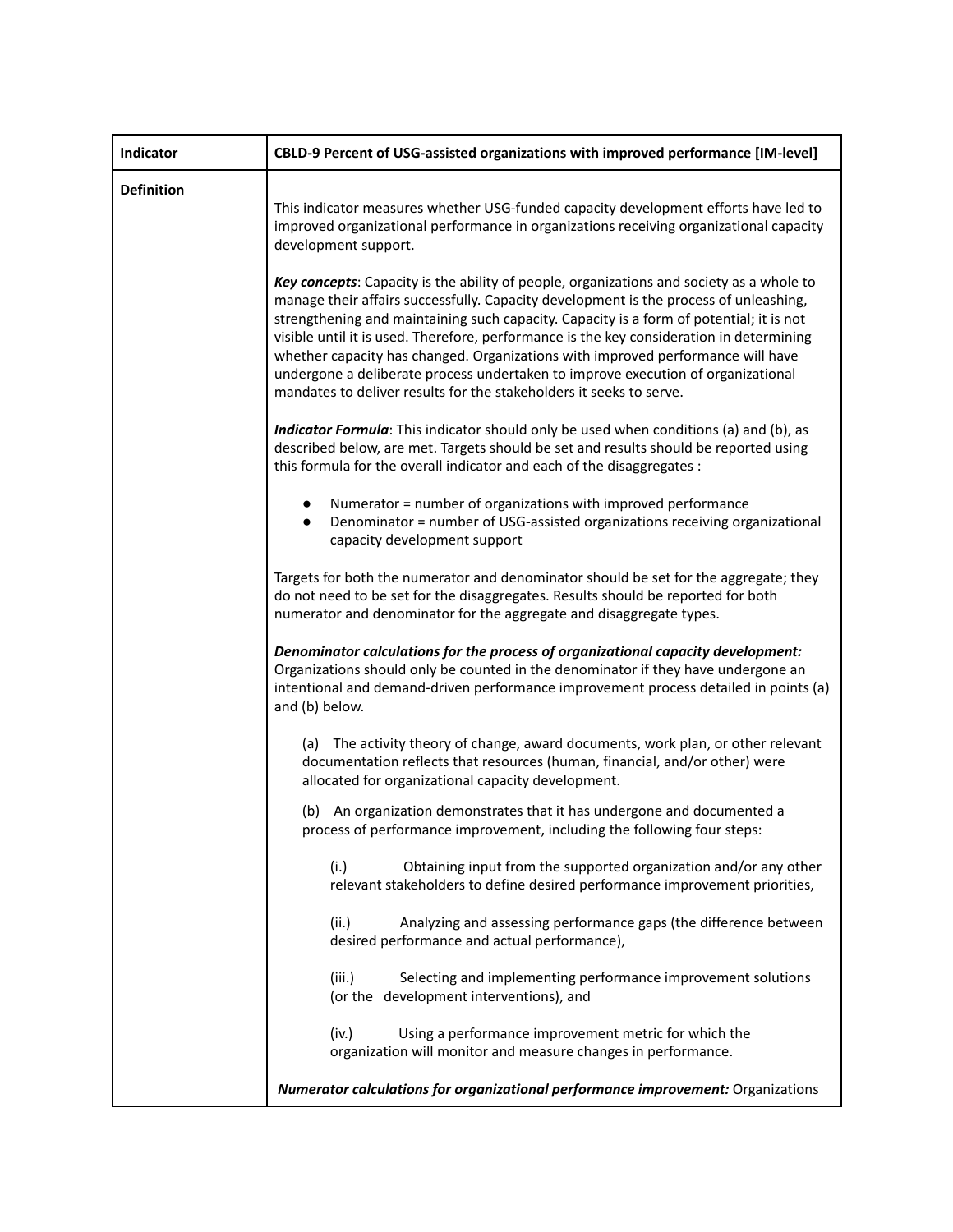| Indicator | CBLD-9 Percent of USG-assisted organizations with improved performance [IM-level] |
|---|---|
| Definition | This indicator measures whether USG-funded capacity development efforts have led to improved organizational performance in organizations receiving organizational capacity development support.<br><br>***Key concepts***: Capacity is the ability of people, organizations and society as a whole to manage their affairs successfully. Capacity development is the process of unleashing, strengthening and maintaining such capacity. Capacity is a form of potential; it is not visible until it is used. Therefore, performance is the key consideration in determining whether capacity has changed. Organizations with improved performance will have undergone a deliberate process undertaken to improve execution of organizational mandates to deliver results for the stakeholders it seeks to serve.<br><br>***Indicator Formula***: This indicator should only be used when conditions (a) and (b), as described below, are met. Targets should be set and results should be reported using this formula for the overall indicator and each of the disaggregates :<br><br>• Numerator = number of organizations with improved performance<br>• Denominator = number of USG-assisted organizations receiving organizational capacity development support<br><br>Targets for both the numerator and denominator should be set for the aggregate; they do not need to be set for the disaggregates. Results should be reported for both numerator and denominator for the aggregate and disaggregate types.<br><br>***Denominator calculations for the process of organizational capacity development:*** Organizations should only be counted in the denominator if they have undergone an intentional and demand-driven performance improvement process detailed in points (a) and (b) below.<br><br>(a) The activity theory of change, award documents, work plan, or other relevant documentation reflects that resources (human, financial, and/or other) were allocated for organizational capacity development.<br><br>(b) An organization demonstrates that it has undergone and documented a process of performance improvement, including the following four steps:<br><br>(i.) Obtaining input from the supported organization and/or any other relevant stakeholders to define desired performance improvement priorities,<br><br>(ii.) Analyzing and assessing performance gaps (the difference between desired performance and actual performance),<br><br>(iii.) Selecting and implementing performance improvement solutions (or the development interventions), and<br><br>(iv.) Using a performance improvement metric for which the organization will monitor and measure changes in performance.<br><br>***Numerator calculations for organizational performance improvement:*** Organizations |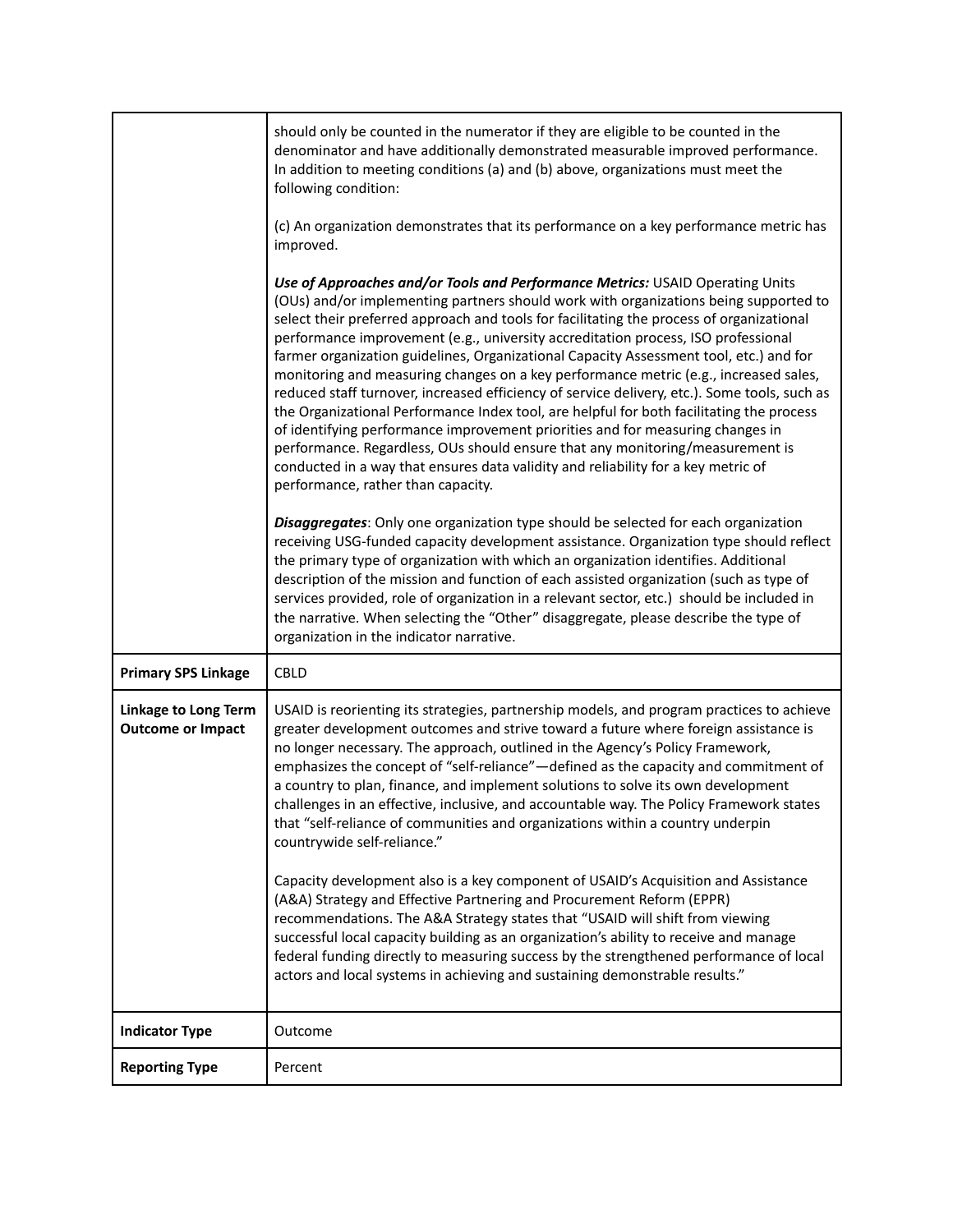| | |
|---|---|
| | should only be counted in the numerator if they are eligible to be counted in the denominator and have additionally demonstrated measurable improved performance. In addition to meeting conditions (a) and (b) above, organizations must meet the following condition:<br><br>(c) An organization demonstrates that its performance on a key performance metric has improved.<br><br>***Use of Approaches and/or Tools and Performance Metrics:*** USAID Operating Units (OUs) and/or implementing partners should work with organizations being supported to select their preferred approach and tools for facilitating the process of organizational performance improvement (e.g., university accreditation process, ISO professional farmer organization guidelines, Organizational Capacity Assessment tool, etc.) and for monitoring and measuring changes on a key performance metric (e.g., increased sales, reduced staff turnover, increased efficiency of service delivery, etc.). Some tools, such as the Organizational Performance Index tool, are helpful for both facilitating the process of identifying performance improvement priorities and for measuring changes in performance. Regardless, OUs should ensure that any monitoring/measurement is conducted in a way that ensures data validity and reliability for a key metric of performance, rather than capacity.<br><br>***Disaggregates***: Only one organization type should be selected for each organization receiving USG-funded capacity development assistance. Organization type should reflect the primary type of organization with which an organization identifies. Additional description of the mission and function of each assisted organization (such as type of services provided, role of organization in a relevant sector, etc.) should be included in the narrative. When selecting the "Other" disaggregate, please describe the type of organization in the indicator narrative. |
| **Primary SPS Linkage** | CBLD |
| **Linkage to Long Term Outcome or Impact** | USAID is reorienting its strategies, partnership models, and program practices to achieve greater development outcomes and strive toward a future where foreign assistance is no longer necessary. The approach, outlined in the Agency's Policy Framework, emphasizes the concept of "self-reliance"—defined as the capacity and commitment of a country to plan, finance, and implement solutions to solve its own development challenges in an effective, inclusive, and accountable way. The Policy Framework states that "self-reliance of communities and organizations within a country underpin countrywide self-reliance."<br><br>Capacity development also is a key component of USAID's Acquisition and Assistance (A&A) Strategy and Effective Partnering and Procurement Reform (EPPR) recommendations. The A&A Strategy states that "USAID will shift from viewing successful local capacity building as an organization's ability to receive and manage federal funding directly to measuring success by the strengthened performance of local actors and local systems in achieving and sustaining demonstrable results." |
| **Indicator Type** | Outcome |
| **Reporting Type** | Percent |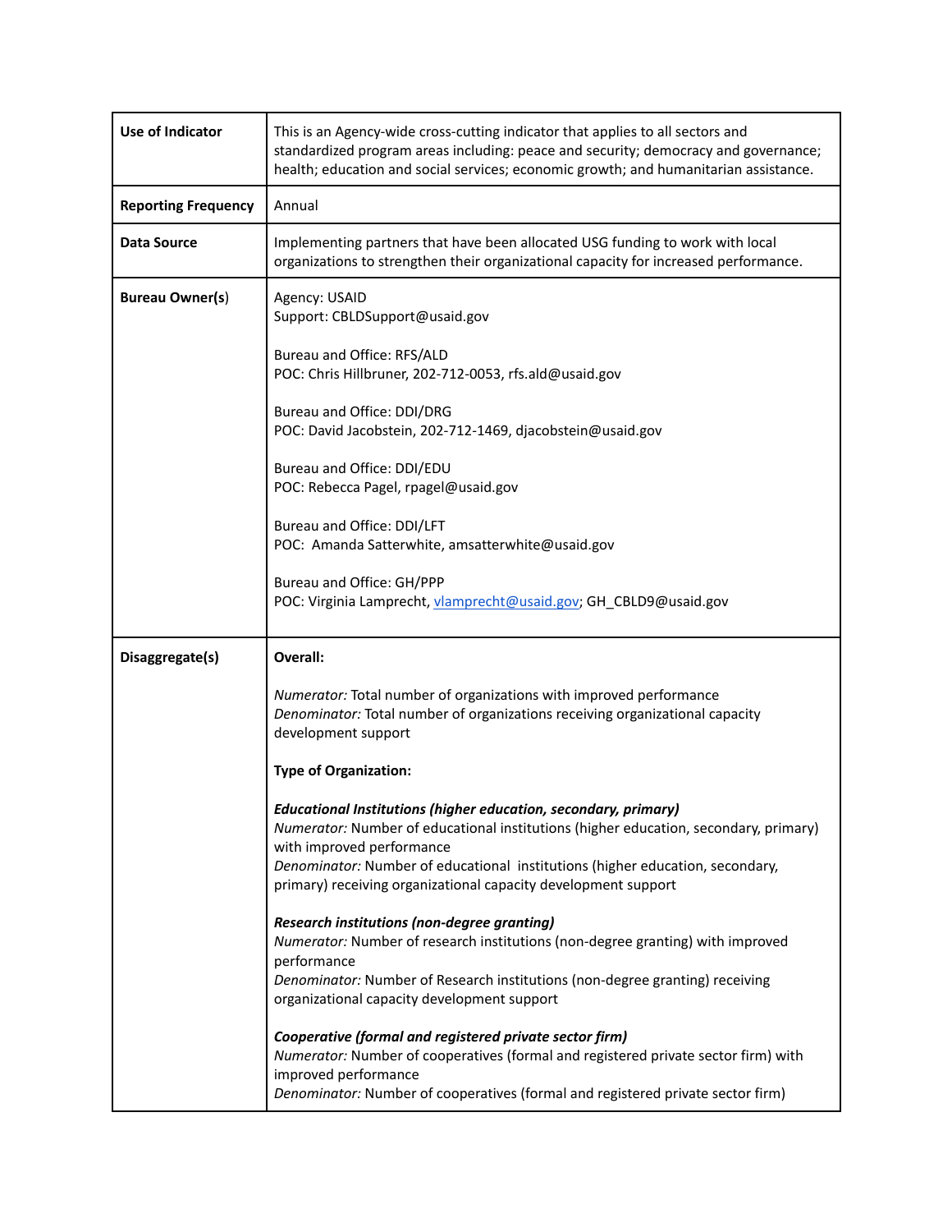| | |
|---|---|
| **Use of Indicator** | This is an Agency-wide cross-cutting indicator that applies to all sectors and standardized program areas including: peace and security; democracy and governance; health; education and social services; economic growth; and humanitarian assistance. |
| **Reporting Frequency** | Annual |
| **Data Source** | Implementing partners that have been allocated USG funding to work with local organizations to strengthen their organizational capacity for increased performance. |
| **Bureau Owner(s)** | Agency: USAID<br>Support: CBLDSupport@usaid.gov<br><br>Bureau and Office: RFS/ALD<br>POC: Chris Hillbruner, 202-712-0053, rfs.ald@usaid.gov<br><br>Bureau and Office: DDI/DRG<br>POC: David Jacobstein, 202-712-1469, djacobstein@usaid.gov<br><br>Bureau and Office: DDI/EDU<br>POC: Rebecca Pagel, rpagel@usaid.gov<br><br>Bureau and Office: DDI/LFT<br>POC: Amanda Satterwhite, amsatterwhite@usaid.gov<br><br>Bureau and Office: GH/PPP<br>POC: Virginia Lamprecht, vlamprecht@usaid.gov; GH_CBLD9@usaid.gov |
| **Disaggregate(s)** | **Overall:**<br><br>*Numerator:* Total number of organizations with improved performance<br>*Denominator:* Total number of organizations receiving organizational capacity development support<br><br>**Type of Organization:**<br><br>***Educational Institutions (higher education, secondary, primary)***<br>*Numerator:* Number of educational institutions (higher education, secondary, primary) with improved performance<br>*Denominator:* Number of educational institutions (higher education, secondary, primary) receiving organizational capacity development support<br><br>***Research institutions (non-degree granting)***<br>*Numerator:* Number of research institutions (non-degree granting) with improved performance<br>*Denominator:* Number of Research institutions (non-degree granting) receiving organizational capacity development support<br><br>***Cooperative (formal and registered private sector firm)***<br>*Numerator:* Number of cooperatives (formal and registered private sector firm) with improved performance<br>*Denominator:* Number of cooperatives (formal and registered private sector firm) |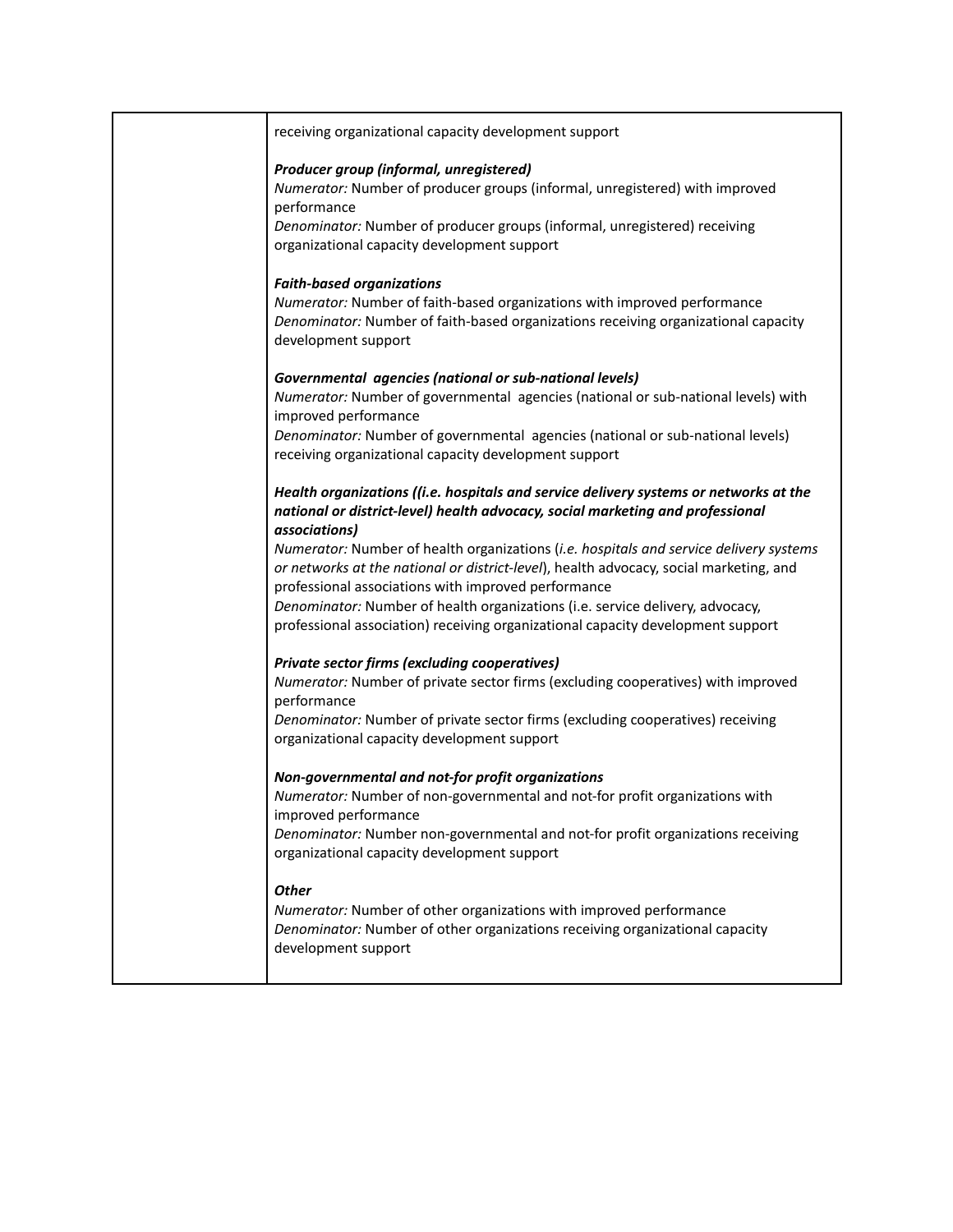| | |
|---|---|
| | receiving organizational capacity development support<br><br>***Producer group (informal, unregistered)***<br>*Numerator:* Number of producer groups (informal, unregistered) with improved performance<br>*Denominator:* Number of producer groups (informal, unregistered) receiving organizational capacity development support<br><br>***Faith-based organizations***<br>*Numerator:* Number of faith-based organizations with improved performance<br>*Denominator:* Number of faith-based organizations receiving organizational capacity development support<br><br>***Governmental agencies (national or sub-national levels)***<br>*Numerator:* Number of governmental agencies (national or sub-national levels) with improved performance<br>*Denominator:* Number of governmental agencies (national or sub-national levels) receiving organizational capacity development support<br><br>***Health organizations ((i.e. hospitals and service delivery systems or networks at the national or district-level) health advocacy, social marketing and professional associations)***<br>*Numerator:* Number of health organizations (*i.e. hospitals and service delivery systems or networks at the national or district-level*), health advocacy, social marketing, and professional associations with improved performance<br>*Denominator:* Number of health organizations (i.e. service delivery, advocacy, professional association) receiving organizational capacity development support<br><br>***Private sector firms (excluding cooperatives)***<br>*Numerator:* Number of private sector firms (excluding cooperatives) with improved performance<br>*Denominator:* Number of private sector firms (excluding cooperatives) receiving organizational capacity development support<br><br>***Non-governmental and not-for profit organizations***<br>*Numerator:* Number of non-governmental and not-for profit organizations with improved performance<br>*Denominator:* Number non-governmental and not-for profit organizations receiving organizational capacity development support<br><br>***Other***<br>*Numerator:* Number of other organizations with improved performance<br>*Denominator:* Number of other organizations receiving organizational capacity development support |